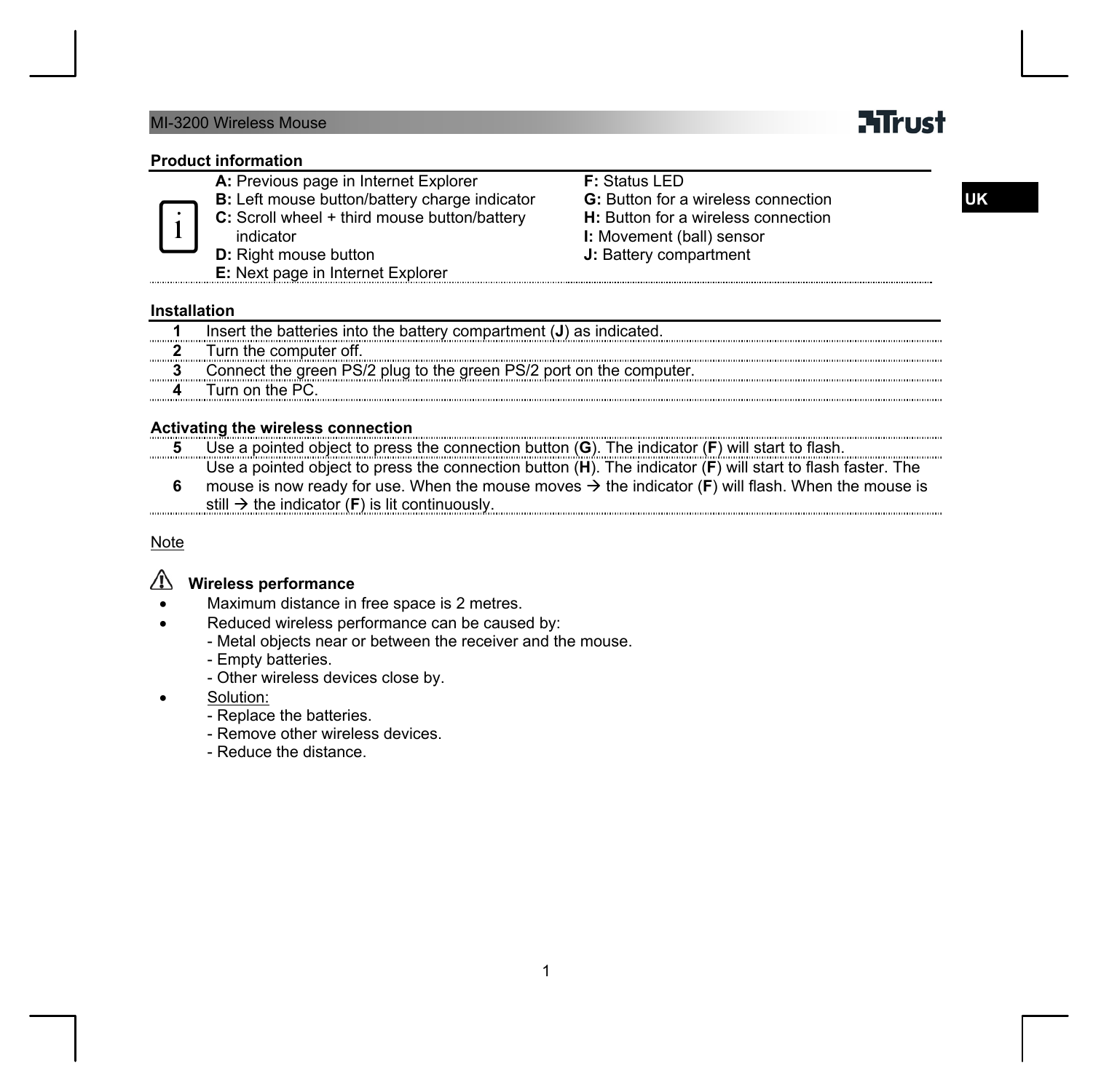## Product information

- **A:** Previous page in Internet Explorer
- **B:** Left mouse button/battery charge indicator
- **C:** Scroll wheel + third mouse button/battery indicator
- **D:** Right mouse button
- **E:** Next page in Internet Explorer
- **F:** Status LED
- **G:** Button for a wireless connection
- **H:** Button for a wireless connection
- **I:** Movement (ball) sensor
- **J:** Battery compartment

## Installation

| | |
|---|---|
| **1** | Insert the batteries into the battery compartment (**J**) as indicated. |
| **2** | Turn the computer off. |
| **3** | Connect the green PS/2 plug to the green PS/2 port on the computer. |
| **4** | Turn on the PC. |

## Activating the wireless connection

| | |
|---|---|
| **5** | Use a pointed object to press the connection button (**G**). The indicator (**F**) will start to flash. |
| **6** | Use a pointed object to press the connection button (**H**). The indicator (**F**) will start to flash faster. The mouse is now ready for use. When the mouse moves → the indicator (**F**) will flash. When the mouse is still → the indicator (**F**) is lit continuously. |

Note

⚠ **Wireless performance**

- Maximum distance in free space is 2 metres.
- Reduced wireless performance can be caused by:
  - Metal objects near or between the receiver and the mouse.
  - Empty batteries.
  - Other wireless devices close by.
- Solution:
  - Replace the batteries.
  - Remove other wireless devices.
  - Reduce the distance.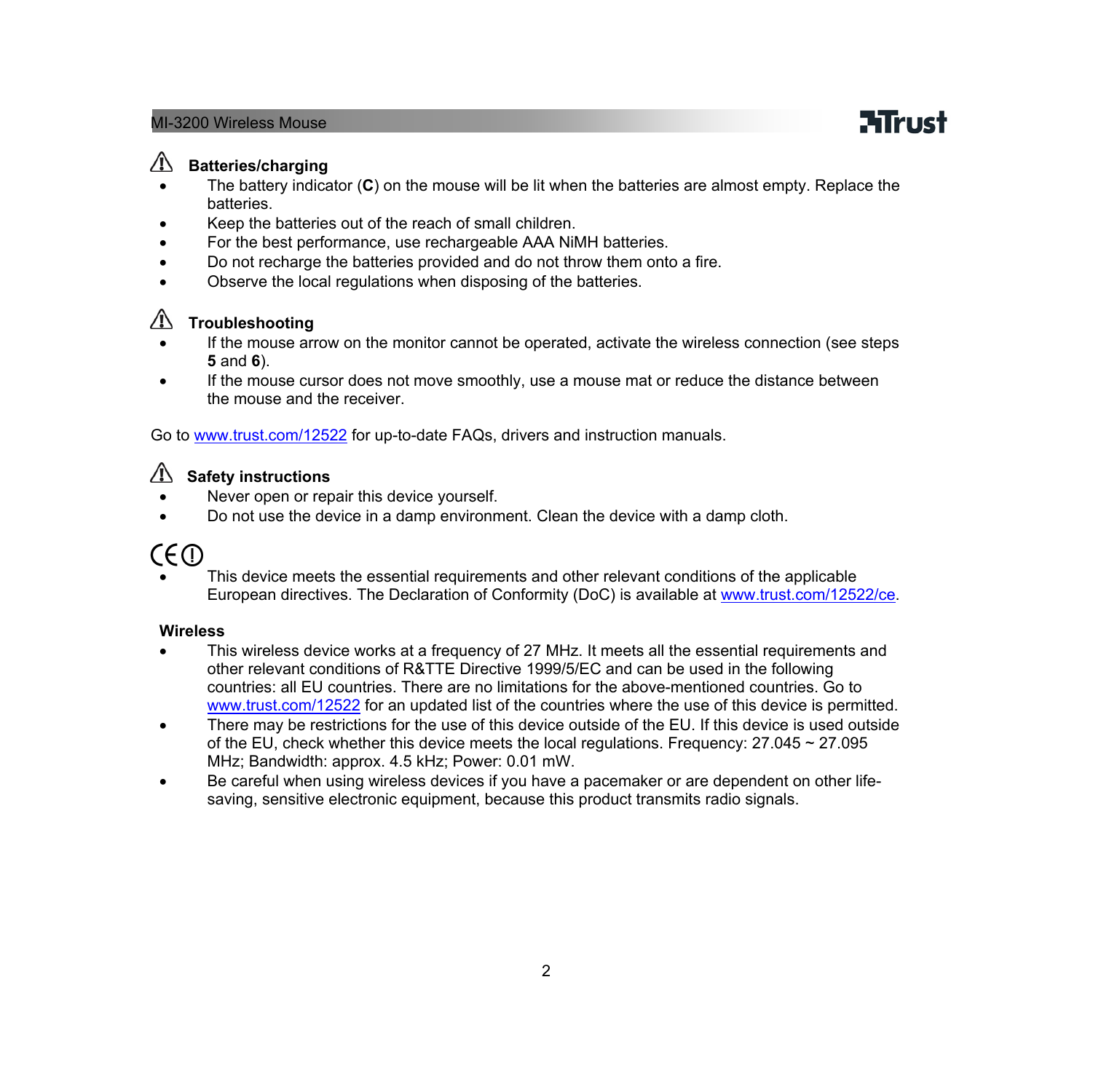## ⚠ Batteries/charging

- The battery indicator (**C**) on the mouse will be lit when the batteries are almost empty. Replace the batteries.
- Keep the batteries out of the reach of small children.
- For the best performance, use rechargeable AAA NiMH batteries.
- Do not recharge the batteries provided and do not throw them onto a fire.
- Observe the local regulations when disposing of the batteries.

## ⚠ Troubleshooting

- If the mouse arrow on the monitor cannot be operated, activate the wireless connection (see steps **5** and **6**).
- If the mouse cursor does not move smoothly, use a mouse mat or reduce the distance between the mouse and the receiver.

Go to www.trust.com/12522 for up-to-date FAQs, drivers and instruction manuals.

## ⚠ Safety instructions

- Never open or repair this device yourself.
- Do not use the device in a damp environment. Clean the device with a damp cloth.

CE ⓘ

- This device meets the essential requirements and other relevant conditions of the applicable European directives. The Declaration of Conformity (DoC) is available at www.trust.com/12522/ce.

**Wireless**

- This wireless device works at a frequency of 27 MHz. It meets all the essential requirements and other relevant conditions of R&TTE Directive 1999/5/EC and can be used in the following countries: all EU countries. There are no limitations for the above-mentioned countries. Go to www.trust.com/12522 for an updated list of the countries where the use of this device is permitted.
- There may be restrictions for the use of this device outside of the EU. If this device is used outside of the EU, check whether this device meets the local regulations. Frequency: 27.045 ~ 27.095 MHz; Bandwidth: approx. 4.5 kHz; Power: 0.01 mW.
- Be careful when using wireless devices if you have a pacemaker or are dependent on other life-saving, sensitive electronic equipment, because this product transmits radio signals.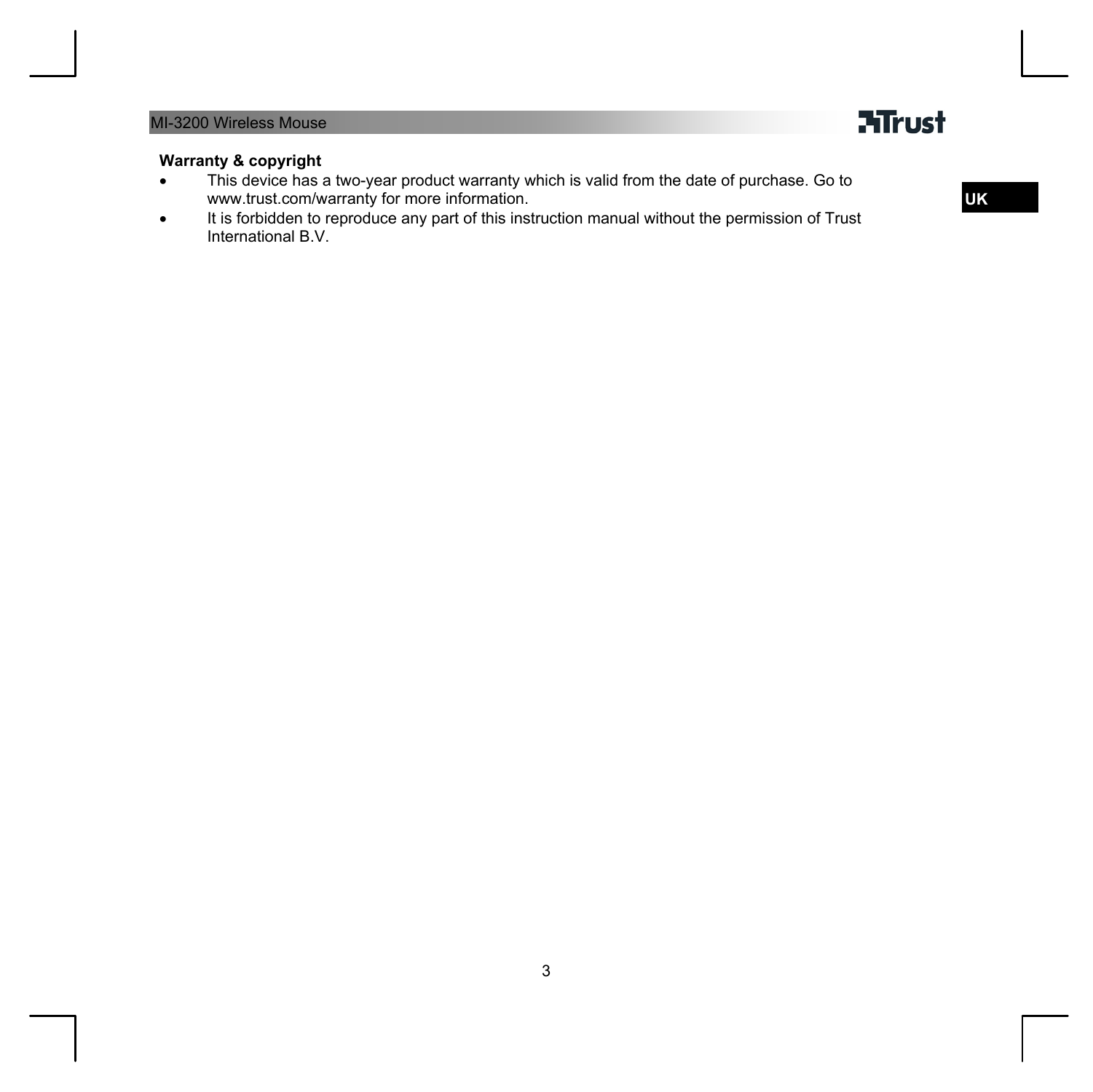**Warranty & copyright**

- This device has a two-year product warranty which is valid from the date of purchase. Go to www.trust.com/warranty for more information.
- It is forbidden to reproduce any part of this instruction manual without the permission of Trust International B.V.